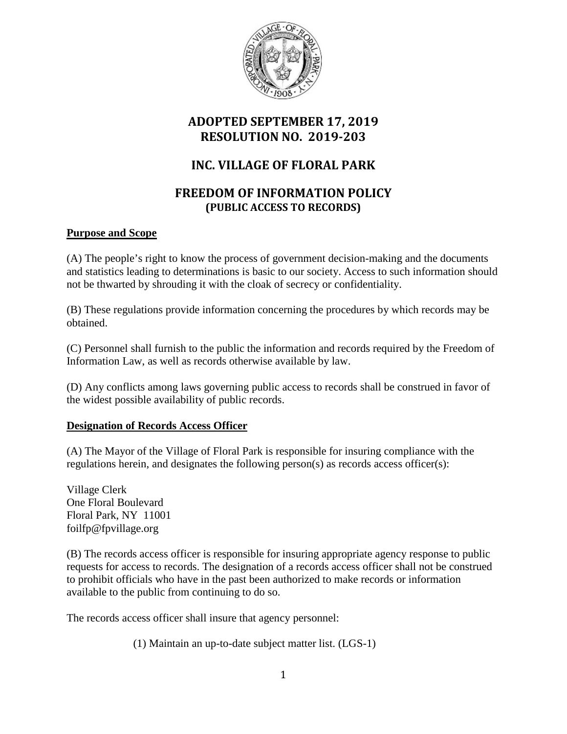# ADOPTED SEPTEMBER 17, 2019
# RESOLUTION NO. 2019-203

# INC. VILLAGE OF FLORAL PARK

# FREEDOM OF INFORMATION POLICY
## (PUBLIC ACCESS TO RECORDS)

**Purpose and Scope**

(A) The people's right to know the process of government decision-making and the documents and statistics leading to determinations is basic to our society. Access to such information should not be thwarted by shrouding it with the cloak of secrecy or confidentiality.

(B) These regulations provide information concerning the procedures by which records may be obtained.

(C) Personnel shall furnish to the public the information and records required by the Freedom of Information Law, as well as records otherwise available by law.

(D) Any conflicts among laws governing public access to records shall be construed in favor of the widest possible availability of public records.

**Designation of Records Access Officer**

(A) The Mayor of the Village of Floral Park is responsible for insuring compliance with the regulations herein, and designates the following person(s) as records access officer(s):

Village Clerk
One Floral Boulevard
Floral Park, NY 11001
foilfp@fpvillage.org

(B) The records access officer is responsible for insuring appropriate agency response to public requests for access to records. The designation of a records access officer shall not be construed to prohibit officials who have in the past been authorized to make records or information available to the public from continuing to do so.

The records access officer shall insure that agency personnel:

(1) Maintain an up-to-date subject matter list. (LGS-1)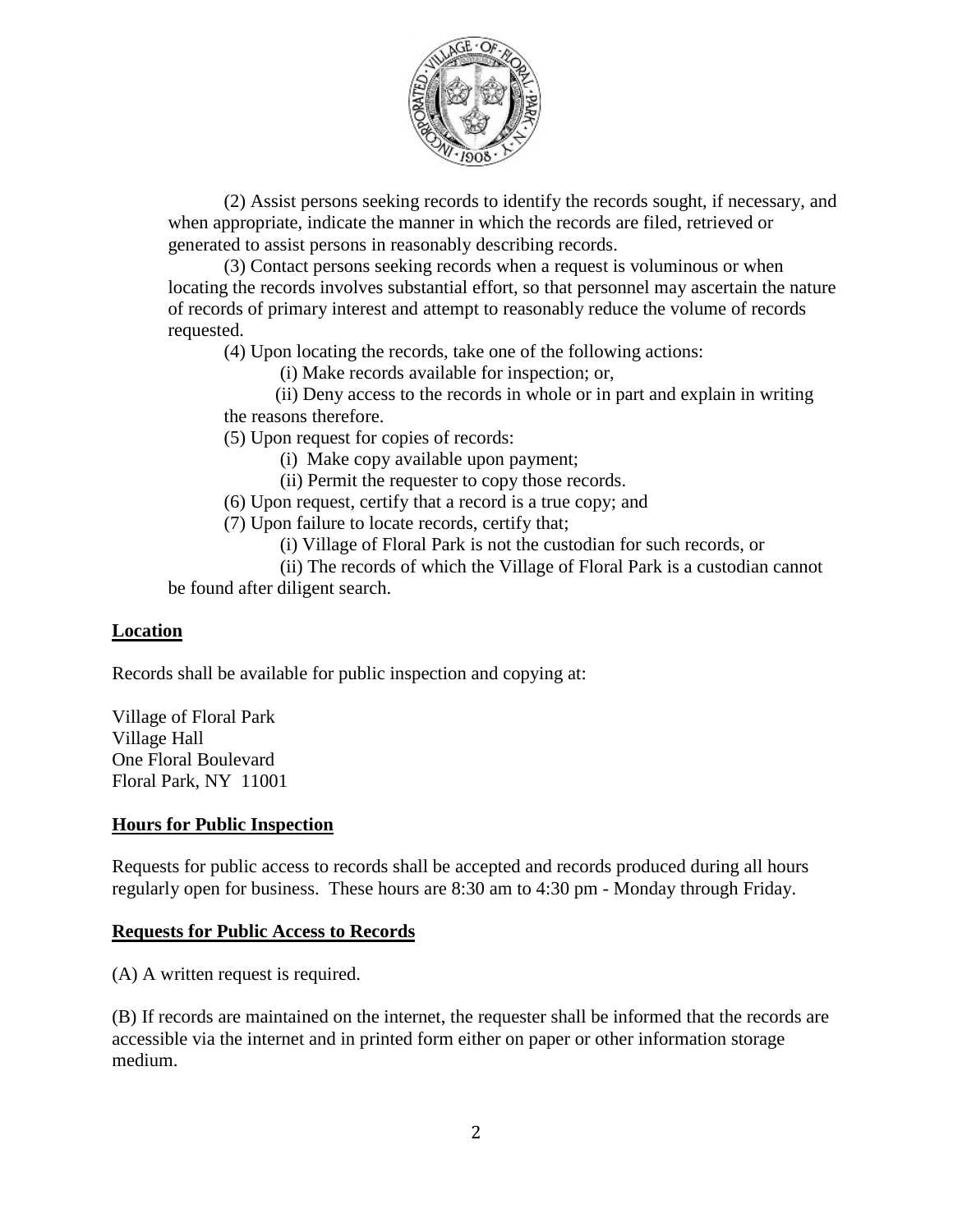(2) Assist persons seeking records to identify the records sought, if necessary, and when appropriate, indicate the manner in which the records are filed, retrieved or generated to assist persons in reasonably describing records.

(3) Contact persons seeking records when a request is voluminous or when locating the records involves substantial effort, so that personnel may ascertain the nature of records of primary interest and attempt to reasonably reduce the volume of records requested.

(4) Upon locating the records, take one of the following actions:

(i) Make records available for inspection; or,

(ii) Deny access to the records in whole or in part and explain in writing the reasons therefore.

(5) Upon request for copies of records:

(i) Make copy available upon payment;

(ii) Permit the requester to copy those records.

(6) Upon request, certify that a record is a true copy; and

(7) Upon failure to locate records, certify that;

(i) Village of Floral Park is not the custodian for such records, or

(ii) The records of which the Village of Floral Park is a custodian cannot be found after diligent search.

## Location

Records shall be available for public inspection and copying at:

Village of Floral Park
Village Hall
One Floral Boulevard
Floral Park, NY 11001

## Hours for Public Inspection

Requests for public access to records shall be accepted and records produced during all hours regularly open for business. These hours are 8:30 am to 4:30 pm - Monday through Friday.

## Requests for Public Access to Records

(A) A written request is required.

(B) If records are maintained on the internet, the requester shall be informed that the records are accessible via the internet and in printed form either on paper or other information storage medium.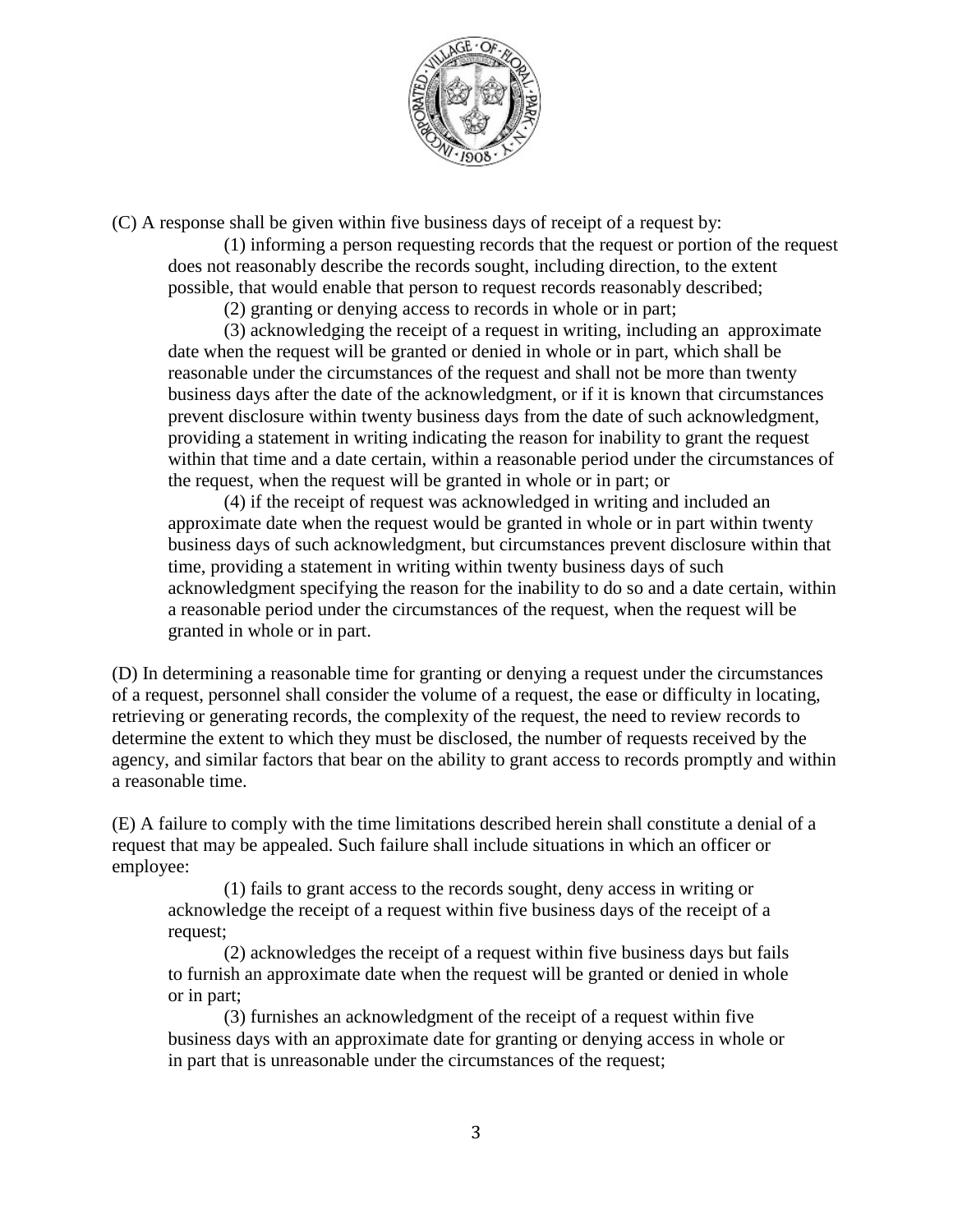(C) A response shall be given within five business days of receipt of a request by:

(1) informing a person requesting records that the request or portion of the request does not reasonably describe the records sought, including direction, to the extent possible, that would enable that person to request records reasonably described;

(2) granting or denying access to records in whole or in part;

(3) acknowledging the receipt of a request in writing, including an approximate date when the request will be granted or denied in whole or in part, which shall be reasonable under the circumstances of the request and shall not be more than twenty business days after the date of the acknowledgment, or if it is known that circumstances prevent disclosure within twenty business days from the date of such acknowledgment, providing a statement in writing indicating the reason for inability to grant the request within that time and a date certain, within a reasonable period under the circumstances of the request, when the request will be granted in whole or in part; or

(4) if the receipt of request was acknowledged in writing and included an approximate date when the request would be granted in whole or in part within twenty business days of such acknowledgment, but circumstances prevent disclosure within that time, providing a statement in writing within twenty business days of such acknowledgment specifying the reason for the inability to do so and a date certain, within a reasonable period under the circumstances of the request, when the request will be granted in whole or in part.

(D) In determining a reasonable time for granting or denying a request under the circumstances of a request, personnel shall consider the volume of a request, the ease or difficulty in locating, retrieving or generating records, the complexity of the request, the need to review records to determine the extent to which they must be disclosed, the number of requests received by the agency, and similar factors that bear on the ability to grant access to records promptly and within a reasonable time.

(E) A failure to comply with the time limitations described herein shall constitute a denial of a request that may be appealed. Such failure shall include situations in which an officer or employee:

(1) fails to grant access to the records sought, deny access in writing or acknowledge the receipt of a request within five business days of the receipt of a request;

(2) acknowledges the receipt of a request within five business days but fails to furnish an approximate date when the request will be granted or denied in whole or in part;

(3) furnishes an acknowledgment of the receipt of a request within five business days with an approximate date for granting or denying access in whole or in part that is unreasonable under the circumstances of the request;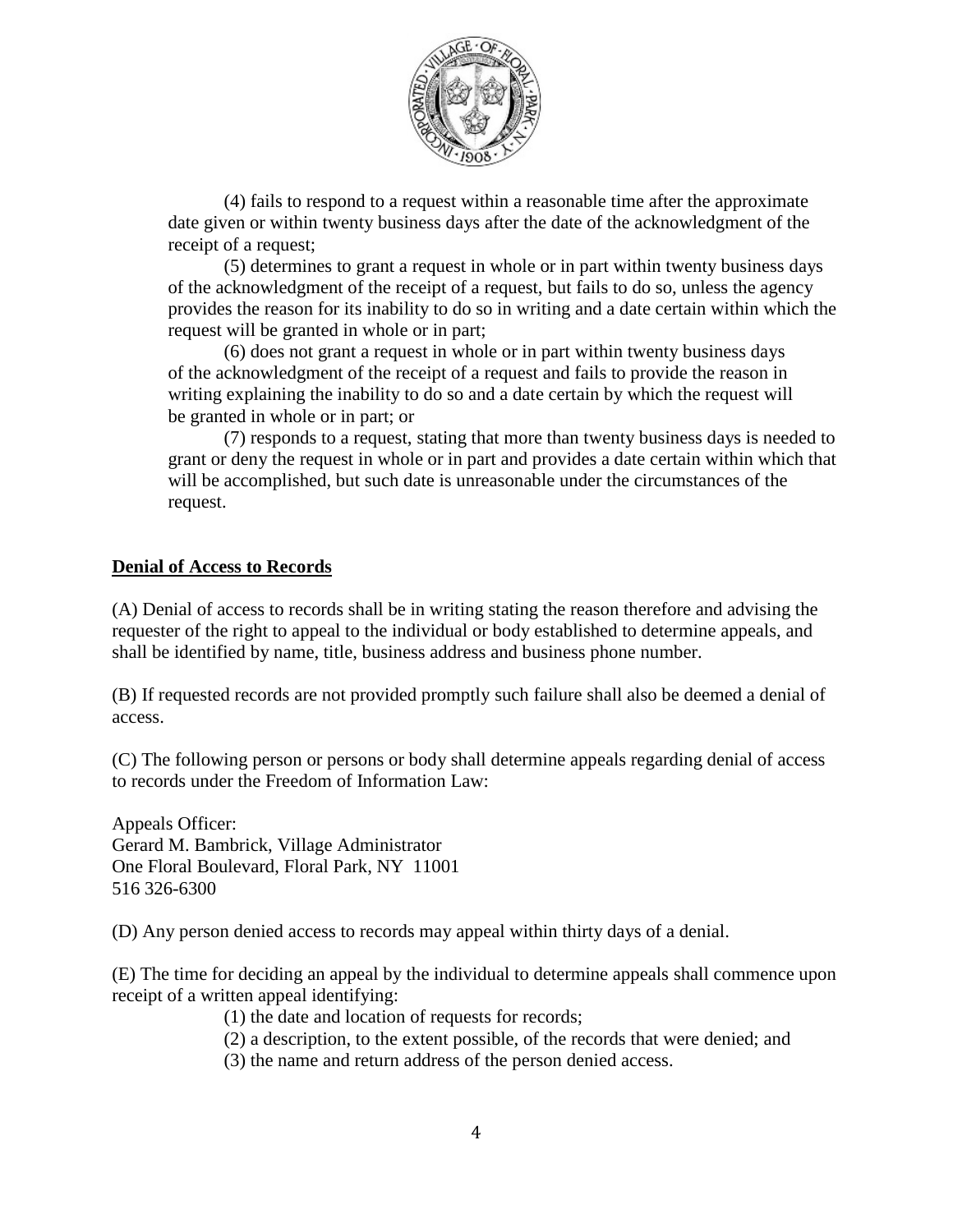(4) fails to respond to a request within a reasonable time after the approximate date given or within twenty business days after the date of the acknowledgment of the receipt of a request;

(5) determines to grant a request in whole or in part within twenty business days of the acknowledgment of the receipt of a request, but fails to do so, unless the agency provides the reason for its inability to do so in writing and a date certain within which the request will be granted in whole or in part;

(6) does not grant a request in whole or in part within twenty business days of the acknowledgment of the receipt of a request and fails to provide the reason in writing explaining the inability to do so and a date certain by which the request will be granted in whole or in part; or

(7) responds to a request, stating that more than twenty business days is needed to grant or deny the request in whole or in part and provides a date certain within which that will be accomplished, but such date is unreasonable under the circumstances of the request.

**Denial of Access to Records**

(A) Denial of access to records shall be in writing stating the reason therefore and advising the requester of the right to appeal to the individual or body established to determine appeals, and shall be identified by name, title, business address and business phone number.

(B) If requested records are not provided promptly such failure shall also be deemed a denial of access.

(C) The following person or persons or body shall determine appeals regarding denial of access to records under the Freedom of Information Law:

Appeals Officer:
Gerard M. Bambrick, Village Administrator
One Floral Boulevard, Floral Park, NY 11001
516 326-6300

(D) Any person denied access to records may appeal within thirty days of a denial.

(E) The time for deciding an appeal by the individual to determine appeals shall commence upon receipt of a written appeal identifying:

(1) the date and location of requests for records;
(2) a description, to the extent possible, of the records that were denied; and
(3) the name and return address of the person denied access.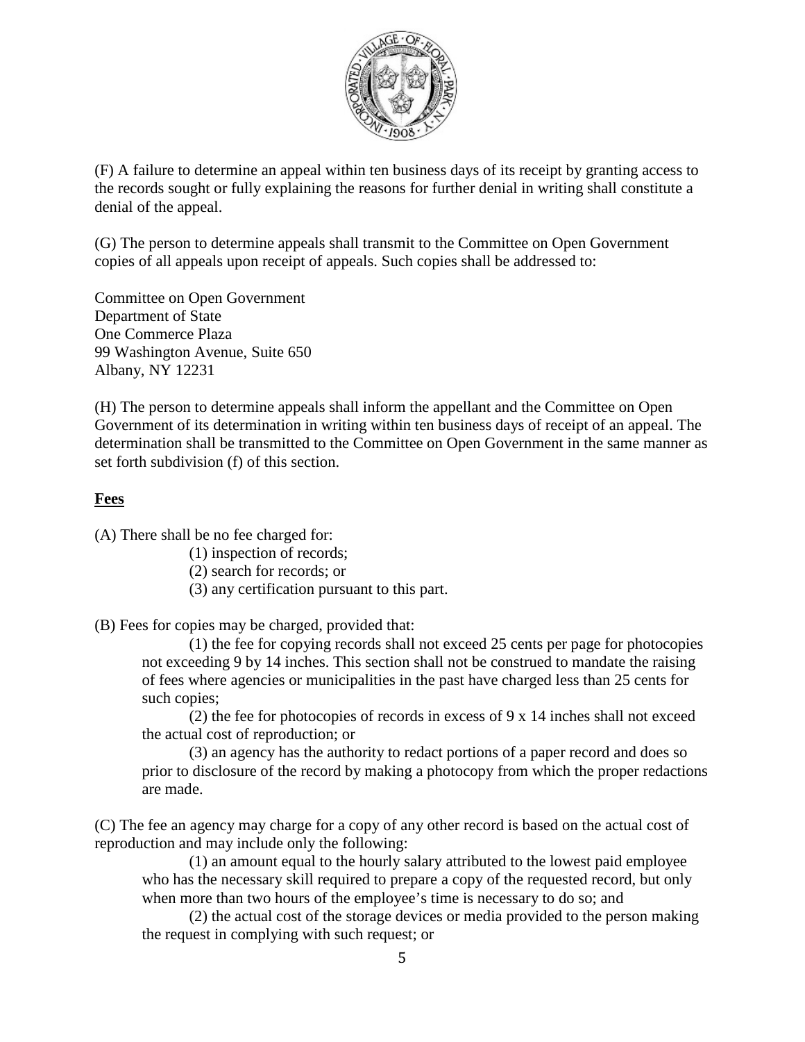(F) A failure to determine an appeal within ten business days of its receipt by granting access to the records sought or fully explaining the reasons for further denial in writing shall constitute a denial of the appeal.

(G) The person to determine appeals shall transmit to the Committee on Open Government copies of all appeals upon receipt of appeals. Such copies shall be addressed to:

Committee on Open Government
Department of State
One Commerce Plaza
99 Washington Avenue, Suite 650
Albany, NY 12231

(H) The person to determine appeals shall inform the appellant and the Committee on Open Government of its determination in writing within ten business days of receipt of an appeal. The determination shall be transmitted to the Committee on Open Government in the same manner as set forth subdivision (f) of this section.

**Fees**

(A) There shall be no fee charged for:

(1) inspection of records;
(2) search for records; or
(3) any certification pursuant to this part.

(B) Fees for copies may be charged, provided that:

(1) the fee for copying records shall not exceed 25 cents per page for photocopies not exceeding 9 by 14 inches. This section shall not be construed to mandate the raising of fees where agencies or municipalities in the past have charged less than 25 cents for such copies;

(2) the fee for photocopies of records in excess of 9 x 14 inches shall not exceed the actual cost of reproduction; or

(3) an agency has the authority to redact portions of a paper record and does so prior to disclosure of the record by making a photocopy from which the proper redactions are made.

(C) The fee an agency may charge for a copy of any other record is based on the actual cost of reproduction and may include only the following:

(1) an amount equal to the hourly salary attributed to the lowest paid employee who has the necessary skill required to prepare a copy of the requested record, but only when more than two hours of the employee's time is necessary to do so; and

(2) the actual cost of the storage devices or media provided to the person making the request in complying with such request; or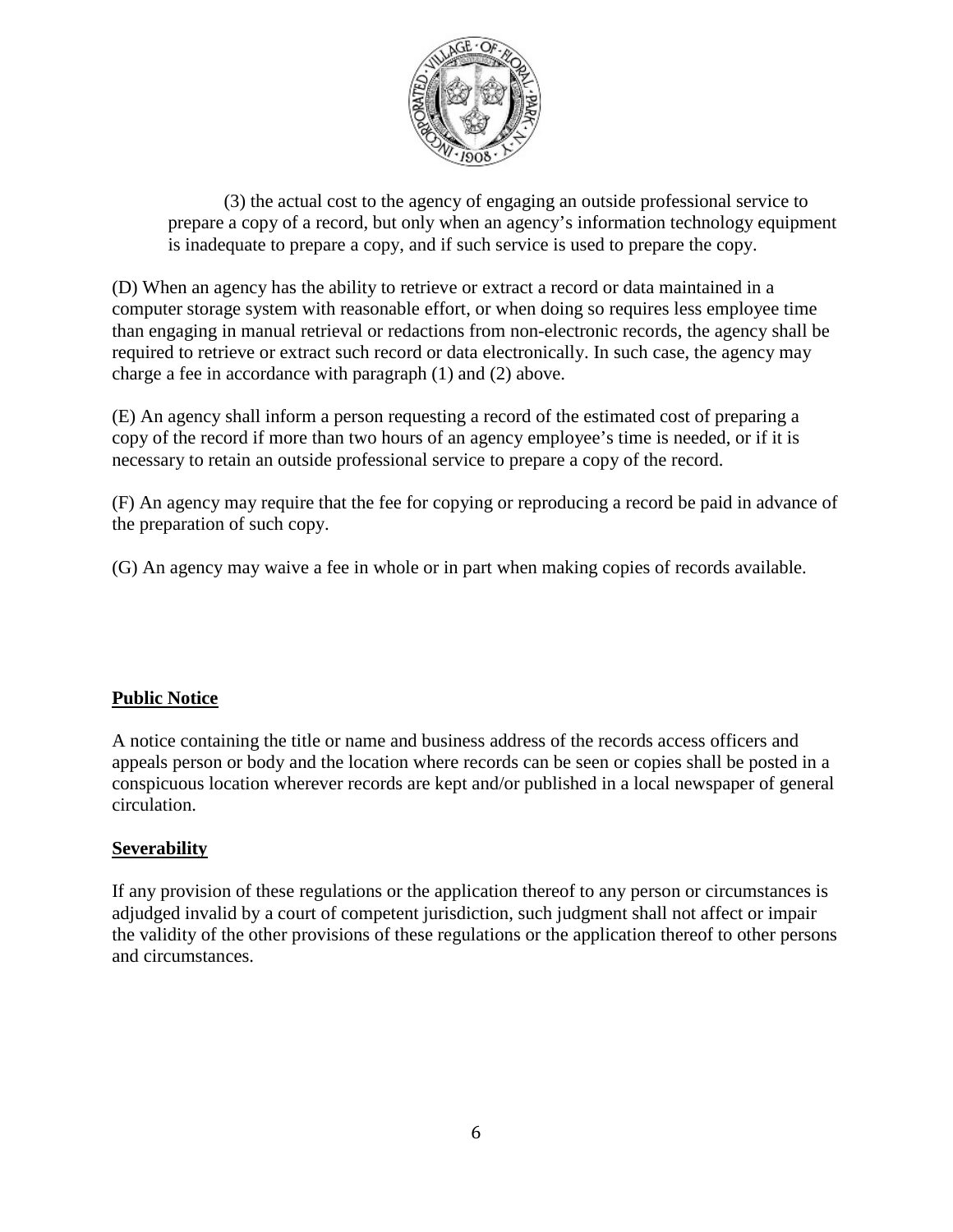(3) the actual cost to the agency of engaging an outside professional service to prepare a copy of a record, but only when an agency's information technology equipment is inadequate to prepare a copy, and if such service is used to prepare the copy.

(D) When an agency has the ability to retrieve or extract a record or data maintained in a computer storage system with reasonable effort, or when doing so requires less employee time than engaging in manual retrieval or redactions from non-electronic records, the agency shall be required to retrieve or extract such record or data electronically. In such case, the agency may charge a fee in accordance with paragraph (1) and (2) above.

(E) An agency shall inform a person requesting a record of the estimated cost of preparing a copy of the record if more than two hours of an agency employee's time is needed, or if it is necessary to retain an outside professional service to prepare a copy of the record.

(F) An agency may require that the fee for copying or reproducing a record be paid in advance of the preparation of such copy.

(G) An agency may waive a fee in whole or in part when making copies of records available.

**Public Notice**

A notice containing the title or name and business address of the records access officers and appeals person or body and the location where records can be seen or copies shall be posted in a conspicuous location wherever records are kept and/or published in a local newspaper of general circulation.

**Severability**

If any provision of these regulations or the application thereof to any person or circumstances is adjudged invalid by a court of competent jurisdiction, such judgment shall not affect or impair the validity of the other provisions of these regulations or the application thereof to other persons and circumstances.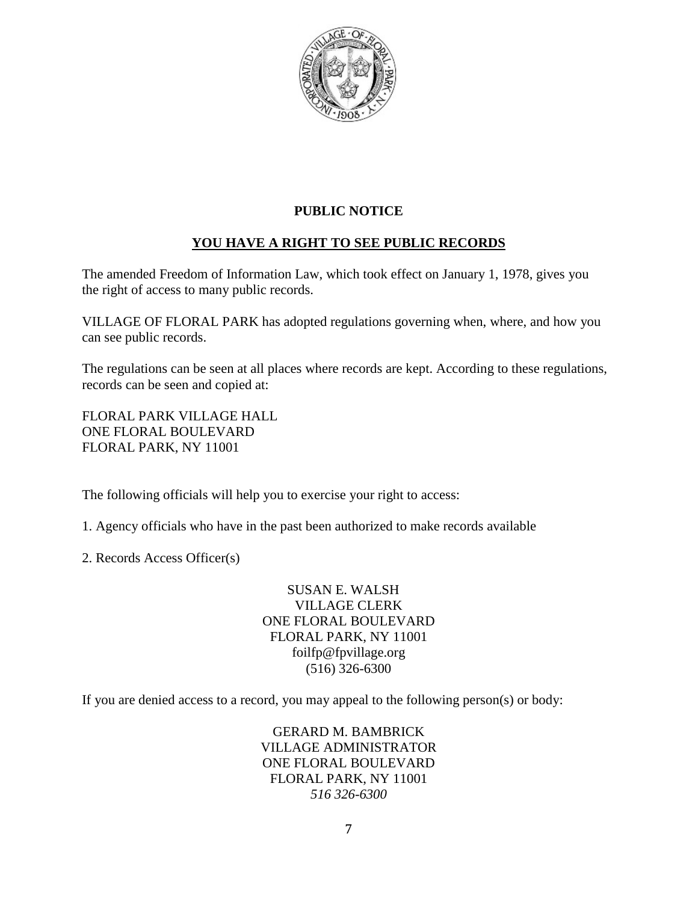**PUBLIC NOTICE**

**YOU HAVE A RIGHT TO SEE PUBLIC RECORDS**

The amended Freedom of Information Law, which took effect on January 1, 1978, gives you the right of access to many public records.

VILLAGE OF FLORAL PARK has adopted regulations governing when, where, and how you can see public records.

The regulations can be seen at all places where records are kept. According to these regulations, records can be seen and copied at:

FLORAL PARK VILLAGE HALL
ONE FLORAL BOULEVARD
FLORAL PARK, NY 11001

The following officials will help you to exercise your right to access:

1. Agency officials who have in the past been authorized to make records available

2. Records Access Officer(s)

SUSAN E. WALSH
VILLAGE CLERK
ONE FLORAL BOULEVARD
FLORAL PARK, NY 11001
foilfp@fpvillage.org
(516) 326-6300

If you are denied access to a record, you may appeal to the following person(s) or body:

GERARD M. BAMBRICK
VILLAGE ADMINISTRATOR
ONE FLORAL BOULEVARD
FLORAL PARK, NY 11001
*516 326-6300*